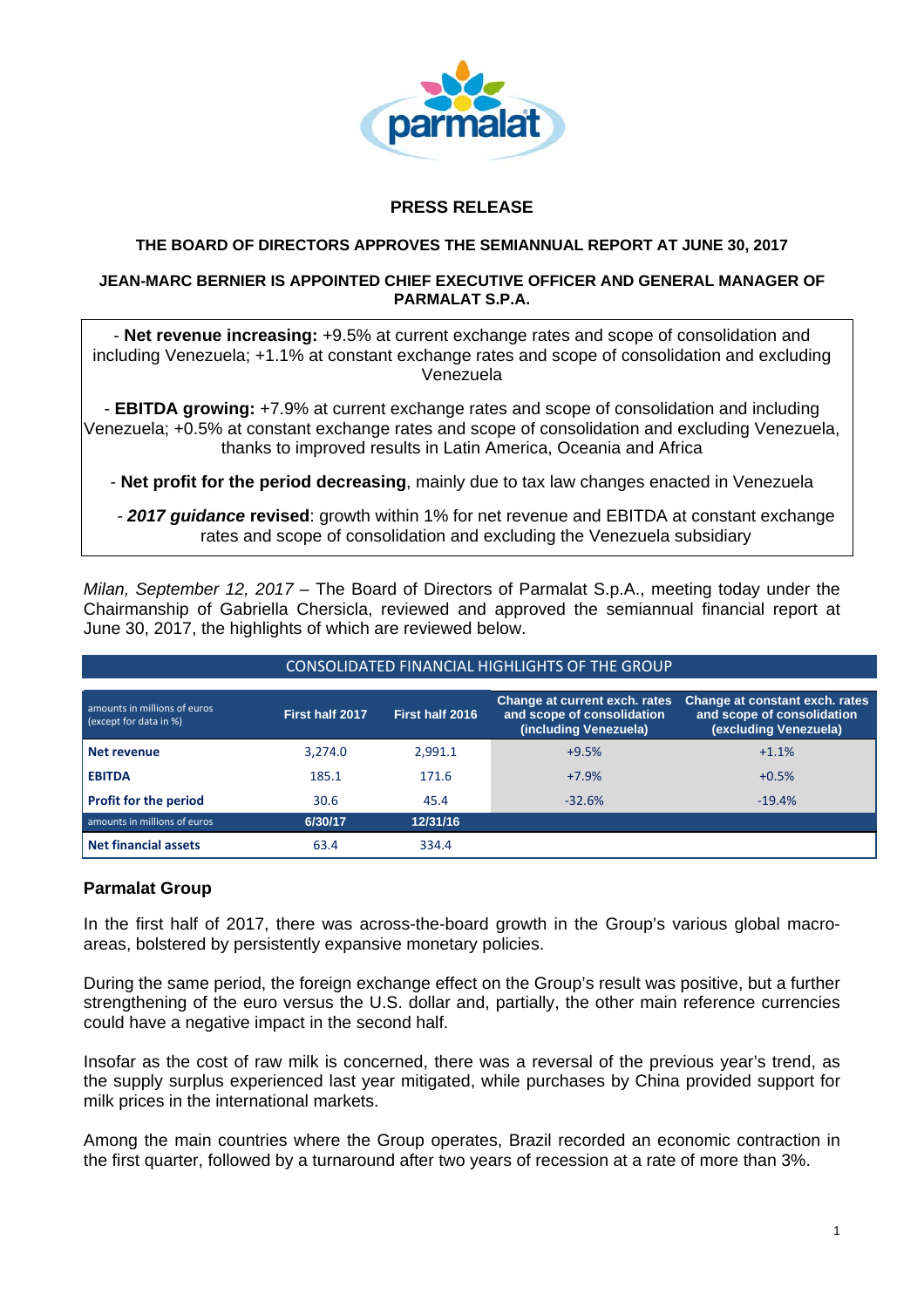# PRESS RELEASE

## THE BOARD OF DIRECTORS APPROVES THE SEMIANNUAL REPORT AT JUNE 30, 2017

## JEAN-MARC BERNIER IS APPOINTED CHIEF EXECUTIVE OFFICER AND GENERAL MANAGER OF PARMALAT S.P.A.

- **Net revenue increasing:** +9.5% at current exchange rates and scope of consolidation and including Venezuela; +1.1% at constant exchange rates and scope of consolidation and excluding Venezuela

- **EBITDA growing:** +7.9% at current exchange rates and scope of consolidation and including Venezuela; +0.5% at constant exchange rates and scope of consolidation and excluding Venezuela, thanks to improved results in Latin America, Oceania and Africa

- **Net profit for the period decreasing**, mainly due to tax law changes enacted in Venezuela

- ***2017 guidance* revised**: growth within 1% for net revenue and EBITDA at constant exchange rates and scope of consolidation and excluding the Venezuela subsidiary

*Milan, September 12, 2017* – The Board of Directors of Parmalat S.p.A., meeting today under the Chairmanship of Gabriella Chersicla, reviewed and approved the semiannual financial report at June 30, 2017, the highlights of which are reviewed below.

**CONSOLIDATED FINANCIAL HIGHLIGHTS OF THE GROUP**

| amounts in millions of euros (except for data in %) | First half 2017 | First half 2016 | Change at current exch. rates and scope of consolidation (including Venezuela) | Change at constant exch. rates and scope of consolidation (excluding Venezuela) |
|---|---|---|---|---|
| **Net revenue** | 3,274.0 | 2,991.1 | +9.5% | +1.1% |
| **EBITDA** | 185.1 | 171.6 | +7.9% | +0.5% |
| **Profit for the period** | 30.6 | 45.4 | -32.6% | -19.4% |
| amounts in millions of euros | **6/30/17** | **12/31/16** | | |
| **Net financial assets** | 63.4 | 334.4 | | |

### Parmalat Group

In the first half of 2017, there was across-the-board growth in the Group's various global macro-areas, bolstered by persistently expansive monetary policies.

During the same period, the foreign exchange effect on the Group's result was positive, but a further strengthening of the euro versus the U.S. dollar and, partially, the other main reference currencies could have a negative impact in the second half.

Insofar as the cost of raw milk is concerned, there was a reversal of the previous year's trend, as the supply surplus experienced last year mitigated, while purchases by China provided support for milk prices in the international markets.

Among the main countries where the Group operates, Brazil recorded an economic contraction in the first quarter, followed by a turnaround after two years of recession at a rate of more than 3%.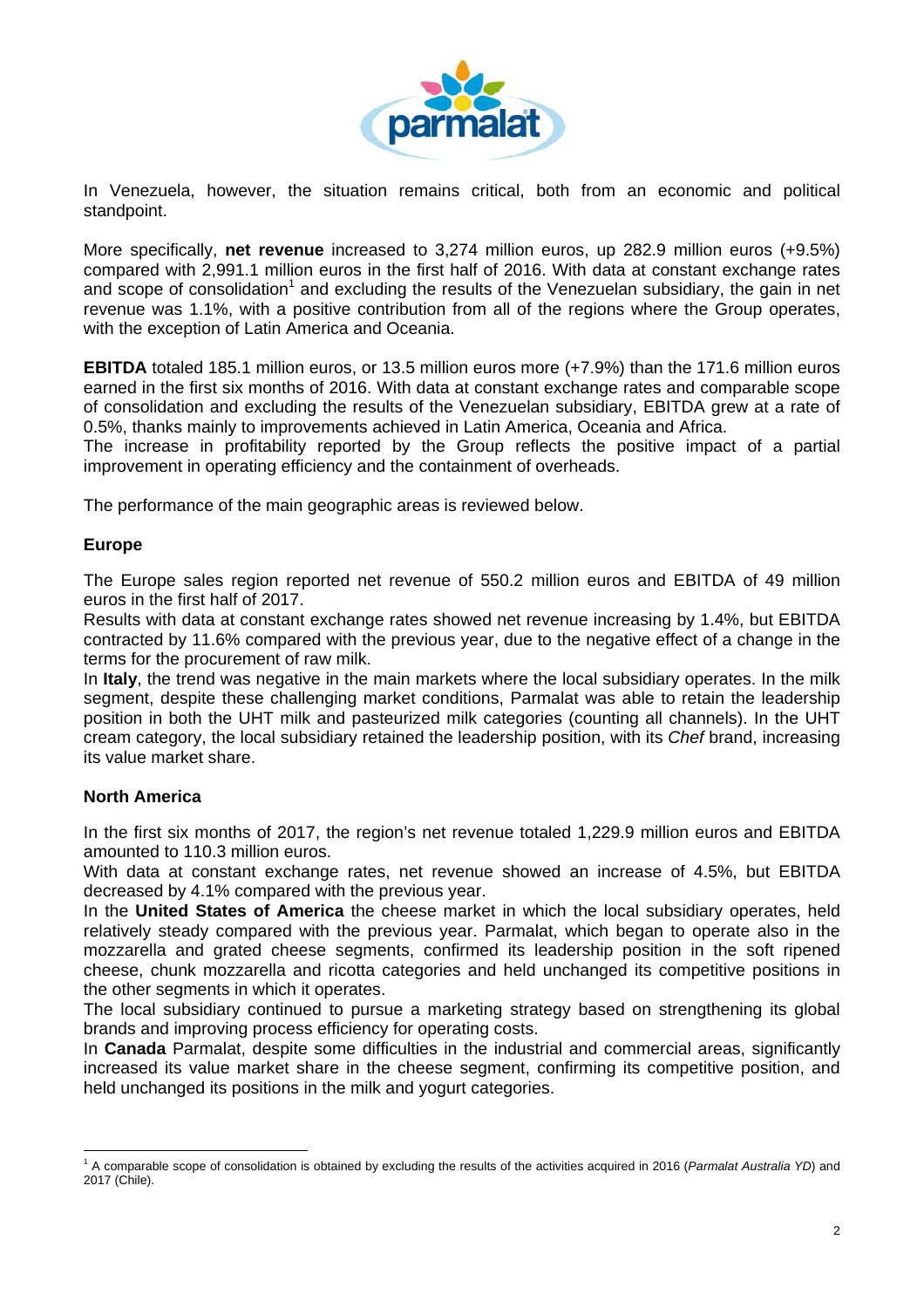In Venezuela, however, the situation remains critical, both from an economic and political standpoint.

More specifically, **net revenue** increased to 3,274 million euros, up 282.9 million euros (+9.5%) compared with 2,991.1 million euros in the first half of 2016. With data at constant exchange rates and scope of consolidation[1] and excluding the results of the Venezuelan subsidiary, the gain in net revenue was 1.1%, with a positive contribution from all of the regions where the Group operates, with the exception of Latin America and Oceania.

**EBITDA** totaled 185.1 million euros, or 13.5 million euros more (+7.9%) than the 171.6 million euros earned in the first six months of 2016. With data at constant exchange rates and comparable scope of consolidation and excluding the results of the Venezuelan subsidiary, EBITDA grew at a rate of 0.5%, thanks mainly to improvements achieved in Latin America, Oceania and Africa.
The increase in profitability reported by the Group reflects the positive impact of a partial improvement in operating efficiency and the containment of overheads.

The performance of the main geographic areas is reviewed below.

### Europe

The Europe sales region reported net revenue of 550.2 million euros and EBITDA of 49 million euros in the first half of 2017.
Results with data at constant exchange rates showed net revenue increasing by 1.4%, but EBITDA contracted by 11.6% compared with the previous year, due to the negative effect of a change in the terms for the procurement of raw milk.
In **Italy**, the trend was negative in the main markets where the local subsidiary operates. In the milk segment, despite these challenging market conditions, Parmalat was able to retain the leadership position in both the UHT milk and pasteurized milk categories (counting all channels). In the UHT cream category, the local subsidiary retained the leadership position, with its *Chef* brand, increasing its value market share.

### North America

In the first six months of 2017, the region's net revenue totaled 1,229.9 million euros and EBITDA amounted to 110.3 million euros.
With data at constant exchange rates, net revenue showed an increase of 4.5%, but EBITDA decreased by 4.1% compared with the previous year.
In the **United States of America** the cheese market in which the local subsidiary operates, held relatively steady compared with the previous year. Parmalat, which began to operate also in the mozzarella and grated cheese segments, confirmed its leadership position in the soft ripened cheese, chunk mozzarella and ricotta categories and held unchanged its competitive positions in the other segments in which it operates.
The local subsidiary continued to pursue a marketing strategy based on strengthening its global brands and improving process efficiency for operating costs.
In **Canada** Parmalat, despite some difficulties in the industrial and commercial areas, significantly increased its value market share in the cheese segment, confirming its competitive position, and held unchanged its positions in the milk and yogurt categories.

---

[1] A comparable scope of consolidation is obtained by excluding the results of the activities acquired in 2016 (*Parmalat Australia YD*) and 2017 (Chile).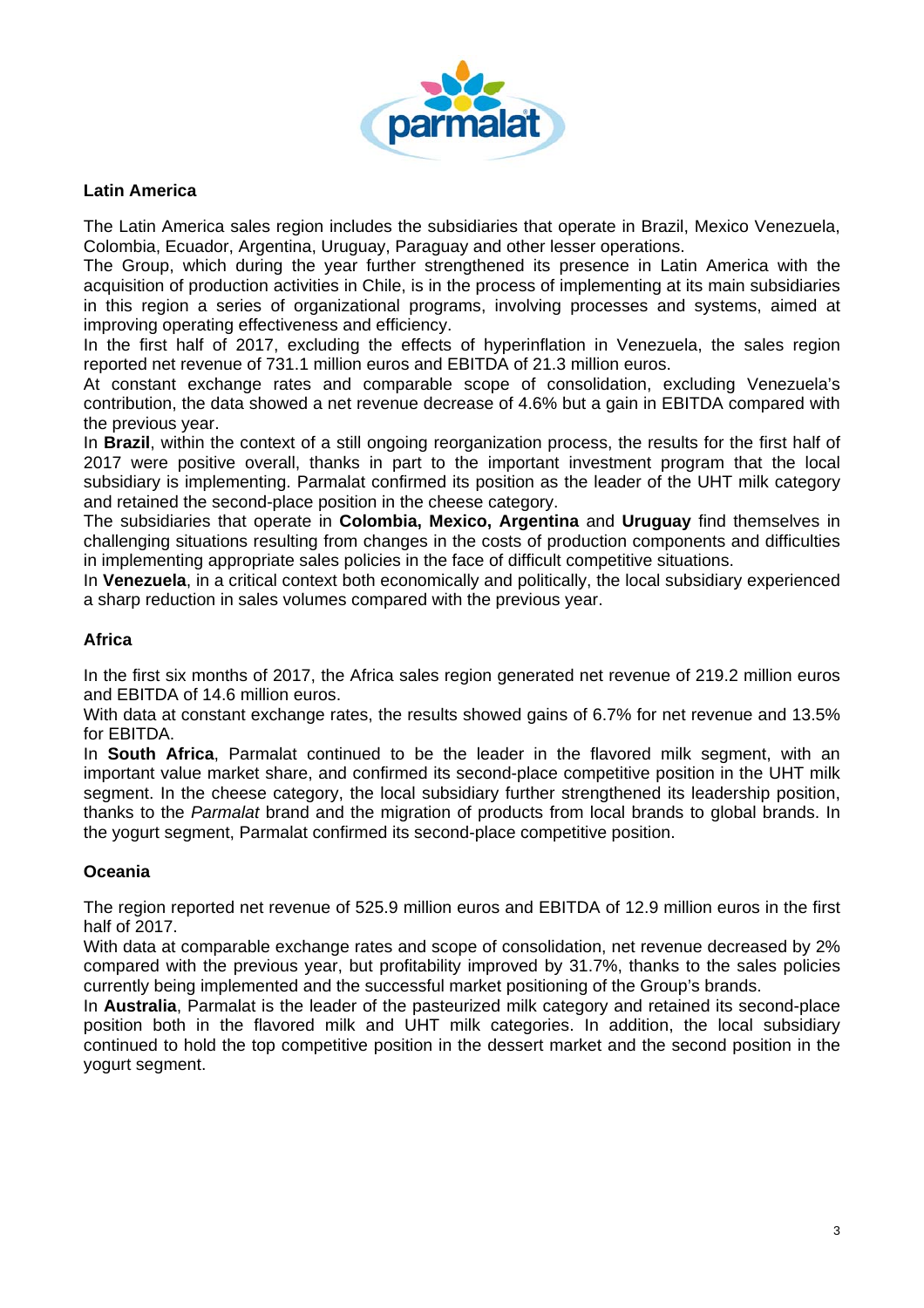### Latin America

The Latin America sales region includes the subsidiaries that operate in Brazil, Mexico Venezuela, Colombia, Ecuador, Argentina, Uruguay, Paraguay and other lesser operations.
The Group, which during the year further strengthened its presence in Latin America with the acquisition of production activities in Chile, is in the process of implementing at its main subsidiaries in this region a series of organizational programs, involving processes and systems, aimed at improving operating effectiveness and efficiency.
In the first half of 2017, excluding the effects of hyperinflation in Venezuela, the sales region reported net revenue of 731.1 million euros and EBITDA of 21.3 million euros.
At constant exchange rates and comparable scope of consolidation, excluding Venezuela's contribution, the data showed a net revenue decrease of 4.6% but a gain in EBITDA compared with the previous year.
In **Brazil**, within the context of a still ongoing reorganization process, the results for the first half of 2017 were positive overall, thanks in part to the important investment program that the local subsidiary is implementing. Parmalat confirmed its position as the leader of the UHT milk category and retained the second-place position in the cheese category.
The subsidiaries that operate in **Colombia, Mexico, Argentina** and **Uruguay** find themselves in challenging situations resulting from changes in the costs of production components and difficulties in implementing appropriate sales policies in the face of difficult competitive situations.
In **Venezuela**, in a critical context both economically and politically, the local subsidiary experienced a sharp reduction in sales volumes compared with the previous year.

### Africa

In the first six months of 2017, the Africa sales region generated net revenue of 219.2 million euros and EBITDA of 14.6 million euros.
With data at constant exchange rates, the results showed gains of 6.7% for net revenue and 13.5% for EBITDA.
In **South Africa**, Parmalat continued to be the leader in the flavored milk segment, with an important value market share, and confirmed its second-place competitive position in the UHT milk segment. In the cheese category, the local subsidiary further strengthened its leadership position, thanks to the *Parmalat* brand and the migration of products from local brands to global brands. In the yogurt segment, Parmalat confirmed its second-place competitive position.

### Oceania

The region reported net revenue of 525.9 million euros and EBITDA of 12.9 million euros in the first half of 2017.
With data at comparable exchange rates and scope of consolidation, net revenue decreased by 2% compared with the previous year, but profitability improved by 31.7%, thanks to the sales policies currently being implemented and the successful market positioning of the Group's brands.
In **Australia**, Parmalat is the leader of the pasteurized milk category and retained its second-place position both in the flavored milk and UHT milk categories. In addition, the local subsidiary continued to hold the top competitive position in the dessert market and the second position in the yogurt segment.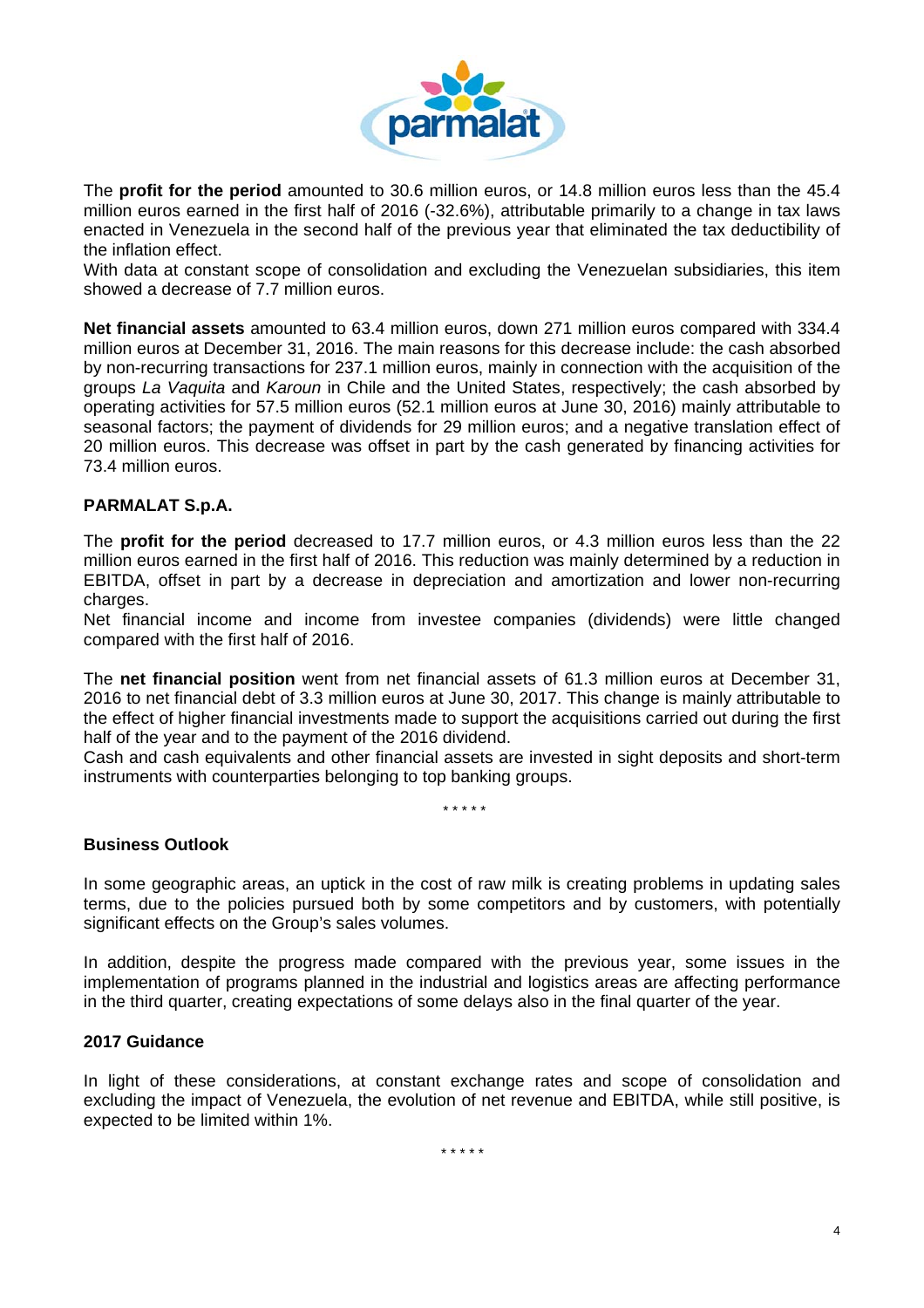The **profit for the period** amounted to 30.6 million euros, or 14.8 million euros less than the 45.4 million euros earned in the first half of 2016 (-32.6%), attributable primarily to a change in tax laws enacted in Venezuela in the second half of the previous year that eliminated the tax deductibility of the inflation effect.
With data at constant scope of consolidation and excluding the Venezuelan subsidiaries, this item showed a decrease of 7.7 million euros.

**Net financial assets** amounted to 63.4 million euros, down 271 million euros compared with 334.4 million euros at December 31, 2016. The main reasons for this decrease include: the cash absorbed by non-recurring transactions for 237.1 million euros, mainly in connection with the acquisition of the groups *La Vaquita* and *Karoun* in Chile and the United States, respectively; the cash absorbed by operating activities for 57.5 million euros (52.1 million euros at June 30, 2016) mainly attributable to seasonal factors; the payment of dividends for 29 million euros; and a negative translation effect of 20 million euros. This decrease was offset in part by the cash generated by financing activities for 73.4 million euros.

## PARMALAT S.p.A.

The **profit for the period** decreased to 17.7 million euros, or 4.3 million euros less than the 22 million euros earned in the first half of 2016. This reduction was mainly determined by a reduction in EBITDA, offset in part by a decrease in depreciation and amortization and lower non-recurring charges.
Net financial income and income from investee companies (dividends) were little changed compared with the first half of 2016.

The **net financial position** went from net financial assets of 61.3 million euros at December 31, 2016 to net financial debt of 3.3 million euros at June 30, 2017. This change is mainly attributable to the effect of higher financial investments made to support the acquisitions carried out during the first half of the year and to the payment of the 2016 dividend.
Cash and cash equivalents and other financial assets are invested in sight deposits and short-term instruments with counterparties belonging to top banking groups.

\* \* \* \* \*

## Business Outlook

In some geographic areas, an uptick in the cost of raw milk is creating problems in updating sales terms, due to the policies pursued both by some competitors and by customers, with potentially significant effects on the Group's sales volumes.

In addition, despite the progress made compared with the previous year, some issues in the implementation of programs planned in the industrial and logistics areas are affecting performance in the third quarter, creating expectations of some delays also in the final quarter of the year.

## 2017 Guidance

In light of these considerations, at constant exchange rates and scope of consolidation and excluding the impact of Venezuela, the evolution of net revenue and EBITDA, while still positive, is expected to be limited within 1%.

\* \* \* \* \*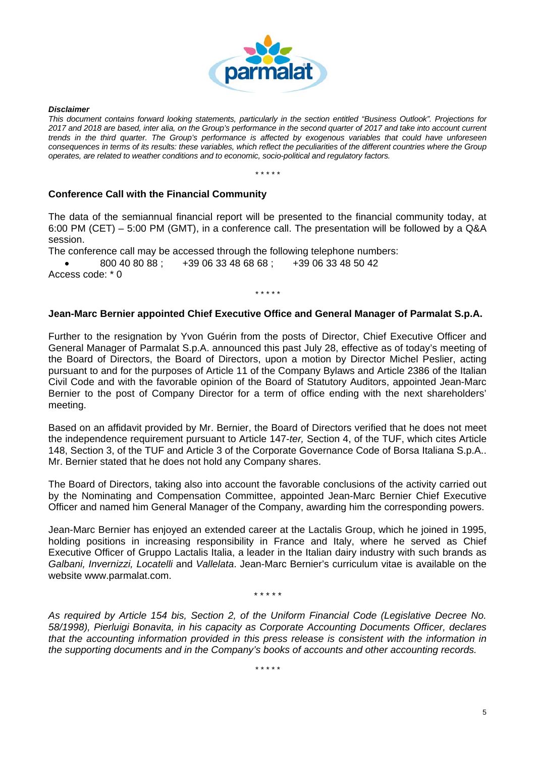***Disclaimer***

*This document contains forward looking statements, particularly in the section entitled "Business Outlook". Projections for 2017 and 2018 are based, inter alia, on the Group's performance in the second quarter of 2017 and take into account current trends in the third quarter. The Group's performance is affected by exogenous variables that could have unforeseen consequences in terms of its results: these variables, which reflect the peculiarities of the different countries where the Group operates, are related to weather conditions and to economic, socio-political and regulatory factors.*

\* \* \* \* \*

**Conference Call with the Financial Community**

The data of the semiannual financial report will be presented to the financial community today, at 6:00 PM (CET) – 5:00 PM (GMT), in a conference call. The presentation will be followed by a Q&A session.

The conference call may be accessed through the following telephone numbers:

- 800 40 80 88 ; +39 06 33 48 68 68 ; +39 06 33 48 50 42

Access code: * 0

\* \* \* \* \*

**Jean-Marc Bernier appointed Chief Executive Office and General Manager of Parmalat S.p.A.**

Further to the resignation by Yvon Guérin from the posts of Director, Chief Executive Officer and General Manager of Parmalat S.p.A. announced this past July 28, effective as of today's meeting of the Board of Directors, the Board of Directors, upon a motion by Director Michel Peslier, acting pursuant to and for the purposes of Article 11 of the Company Bylaws and Article 2386 of the Italian Civil Code and with the favorable opinion of the Board of Statutory Auditors, appointed Jean-Marc Bernier to the post of Company Director for a term of office ending with the next shareholders' meeting.

Based on an affidavit provided by Mr. Bernier, the Board of Directors verified that he does not meet the independence requirement pursuant to Article 147-*ter,* Section 4, of the TUF, which cites Article 148, Section 3, of the TUF and Article 3 of the Corporate Governance Code of Borsa Italiana S.p.A.. Mr. Bernier stated that he does not hold any Company shares.

The Board of Directors, taking also into account the favorable conclusions of the activity carried out by the Nominating and Compensation Committee, appointed Jean-Marc Bernier Chief Executive Officer and named him General Manager of the Company, awarding him the corresponding powers.

Jean-Marc Bernier has enjoyed an extended career at the Lactalis Group, which he joined in 1995, holding positions in increasing responsibility in France and Italy, where he served as Chief Executive Officer of Gruppo Lactalis Italia, a leader in the Italian dairy industry with such brands as *Galbani, Invernizzi, Locatelli* and *Vallelata*. Jean-Marc Bernier's curriculum vitae is available on the website www.parmalat.com.

\* \* \* \* \*

*As required by Article 154 bis, Section 2, of the Uniform Financial Code (Legislative Decree No. 58/1998), Pierluigi Bonavita, in his capacity as Corporate Accounting Documents Officer, declares that the accounting information provided in this press release is consistent with the information in the supporting documents and in the Company's books of accounts and other accounting records.*

\* \* \* \* \*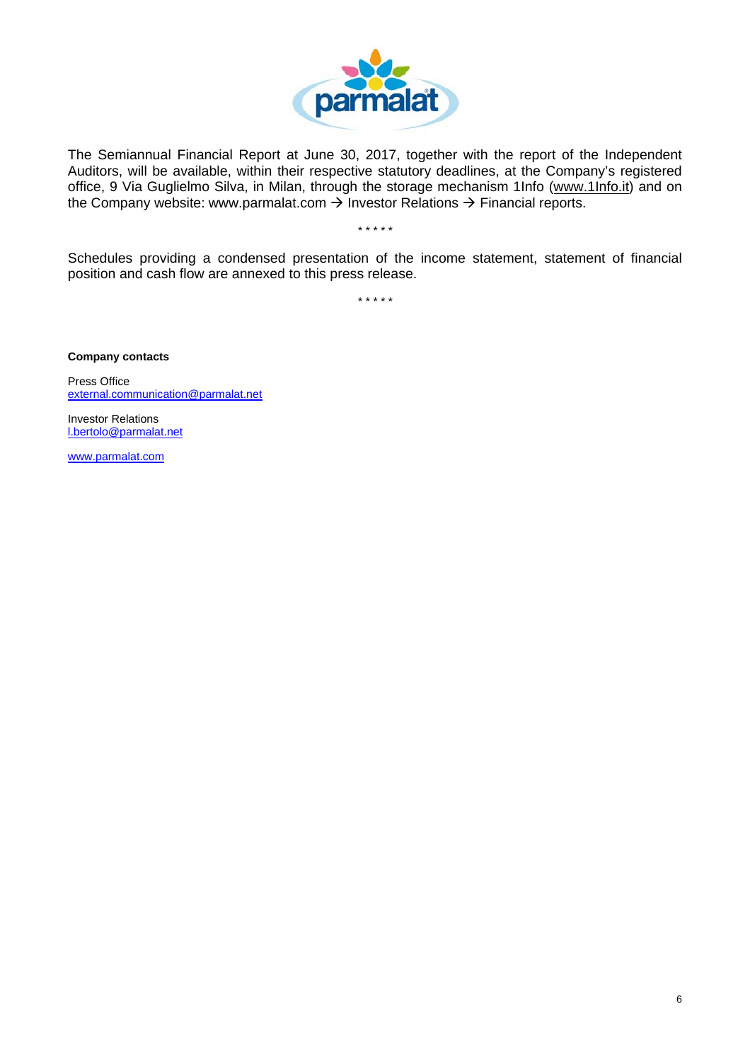The Semiannual Financial Report at June 30, 2017, together with the report of the Independent Auditors, will be available, within their respective statutory deadlines, at the Company's registered office, 9 Via Guglielmo Silva, in Milan, through the storage mechanism 1Info (www.1Info.it) and on the Company website: www.parmalat.com → Investor Relations → Financial reports.

\* \* \* \* \*

Schedules providing a condensed presentation of the income statement, statement of financial position and cash flow are annexed to this press release.

\* \* \* \* \*

**Company contacts**

Press Office
external.communication@parmalat.net

Investor Relations
l.bertolo@parmalat.net

www.parmalat.com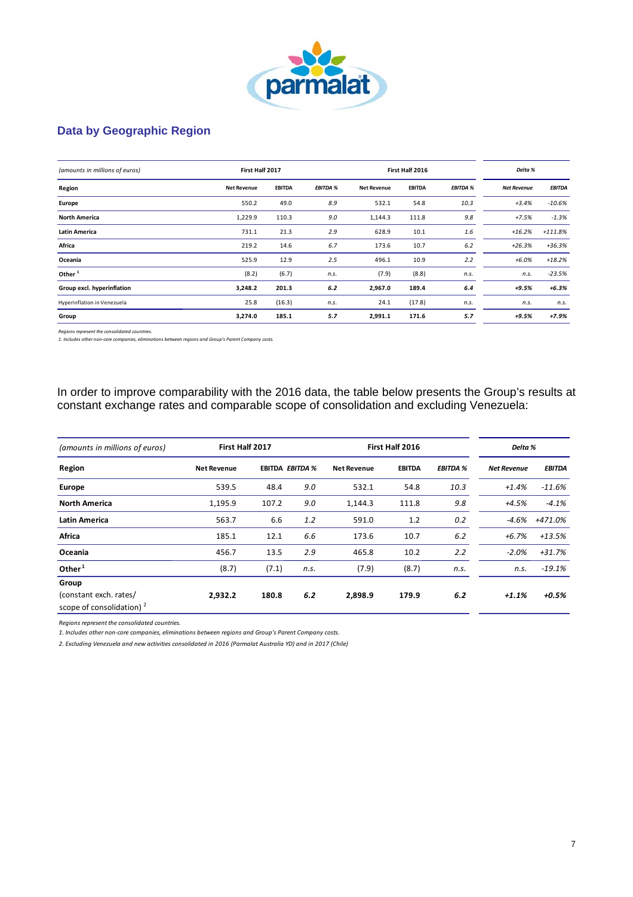## Data by Geographic Region

| *(amounts in millions of euros)* | First Half 2017 | | | First Half 2016 | | | *Delta %* | |
|---|---|---|---|---|---|---|---|---|
| **Region** | **Net Revenue** | **EBITDA** | ***EBITDA %*** | **Net Revenue** | **EBITDA** | ***EBITDA %*** | ***Net Revenue*** | ***EBITDA*** |
| **Europe** | 550.2 | 49.0 | *8.9* | 532.1 | 54.8 | *10.3* | *+3.4%* | *-10.6%* |
| **North America** | 1,229.9 | 110.3 | *9.0* | 1,144.3 | 111.8 | *9.8* | *+7.5%* | *-1.3%* |
| **Latin America** | 731.1 | 21.3 | *2.9* | 628.9 | 10.1 | *1.6* | *+16.2%* | *+111.8%* |
| **Africa** | 219.2 | 14.6 | *6.7* | 173.6 | 10.7 | *6.2* | *+26.3%* | *+36.3%* |
| **Oceania** | 525.9 | 12.9 | *2.5* | 496.1 | 10.9 | *2.2* | *+6.0%* | *+18.2%* |
| **Other** [1] | (8.2) | (6.7) | *n.s.* | (7.9) | (8.8) | *n.s.* | *n.s.* | *-23.5%* |
| **Group excl. hyperinflation** | **3,248.2** | **201.3** | ***6.2*** | **2,967.0** | **189.4** | ***6.4*** | ***+9.5%*** | ***+6.3%*** |
| Hyperinflation in Venezuela | 25.8 | (16.3) | *n.s.* | 24.1 | (17.8) | *n.s.* | *n.s.* | *n.s.* |
| **Group** | **3,274.0** | **185.1** | ***5.7*** | **2,991.1** | **171.6** | ***5.7*** | ***+9.5%*** | ***+7.9%*** |

*Regions represent the consolidated countries.*
*1. Includes other non-core companies, eliminations between regions and Group's Parent Company costs.*

In order to improve comparability with the 2016 data, the table below presents the Group's results at constant exchange rates and comparable scope of consolidation and excluding Venezuela:

| *(amounts in millions of euros)* | First Half 2017 | | | First Half 2016 | | | *Delta %* | |
|---|---|---|---|---|---|---|---|---|
| **Region** | **Net Revenue** | **EBITDA** | ***EBITDA %*** | **Net Revenue** | **EBITDA** | ***EBITDA %*** | ***Net Revenue*** | ***EBITDA*** |
| **Europe** | 539.5 | 48.4 | *9.0* | 532.1 | 54.8 | *10.3* | *+1.4%* | *-11.6%* |
| **North America** | 1,195.9 | 107.2 | *9.0* | 1,144.3 | 111.8 | *9.8* | *+4.5%* | *-4.1%* |
| **Latin America** | 563.7 | 6.6 | *1.2* | 591.0 | 1.2 | *0.2* | *-4.6%* | *+471.0%* |
| **Africa** | 185.1 | 12.1 | *6.6* | 173.6 | 10.7 | *6.2* | *+6.7%* | *+13.5%* |
| **Oceania** | 456.7 | 13.5 | *2.9* | 465.8 | 10.2 | *2.2* | *-2.0%* | *+31.7%* |
| **Other** [1] | (8.7) | (7.1) | *n.s.* | (7.9) | (8.7) | *n.s.* | *n.s.* | *-19.1%* |
| **Group** (constant exch. rates/ scope of consolidation) [2] | **2,932.2** | **180.8** | ***6.2*** | **2,898.9** | **179.9** | ***6.2*** | ***+1.1%*** | ***+0.5%*** |

*Regions represent the consolidated countries.*
*1. Includes other non-core companies, eliminations between regions and Group's Parent Company costs.*
*2. Excluding Venezuela and new activities consolidated in 2016 (Parmalat Australia YD) and in 2017 (Chile)*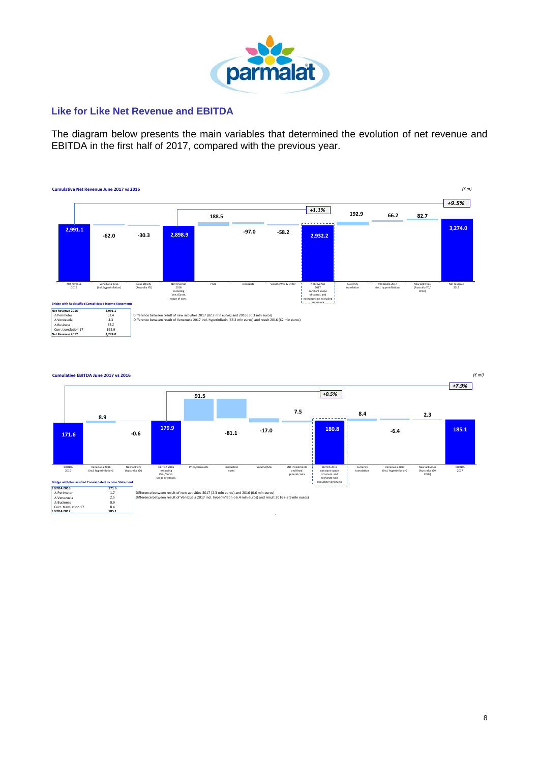## Like for Like Net Revenue and EBITDA

The diagram below presents the main variables that determined the evolution of net revenue and EBITDA in the first half of 2017, compared with the previous year.

**Cumulative Net Revenue June 2017 vs 2016**

*(€ m)*

| Net revenue 2016 | Venezuela 2016 (incl. hyperinflation) | New activity (Australia YD) | Net revenue 2016 excluding Ven./Const. scope of cons. | Price | Discounts | Volume/Mix & Other | Net revenue 2017 constant scope of consol. and exchange rate excluding Venezuela | Currency translation | Venezuela 2017 (incl. hyperinflation) | New activities (Australia YD/ Chile) | Net revenue 2017 |
|---|---|---|---|---|---|---|---|---|---|---|---|
| 2,991.1 | -62.0 | -30.3 | 2,898.9 | 188.5 | -97.0 | -58.2 | 2,932.2 | 192.9 | 66.2 | 82.7 | 3,274.0 |

+1.1% (Net revenue 2017 constant scope vs Net revenue 2016 excluding Ven./Const. scope of cons.); +9.5% (Net revenue 2017 vs Net revenue 2016)

**Bridge with Reclassified Consolidated Income Statement:**

| | |
|---|---|
| **Net Revenue 2016** | **2,991.1** |
| Δ Perimeter | 52.4 |
| Δ Venezuela | 4.3 |
| Δ Business | 33.2 |
| Curr. translation 17 | 192.9 |
| **Net Revenue 2017** | **3,274.0** |

Difference between result of new activities 2017 (82.7 mln euros) and 2016 (30.3 mln euros)
Difference between result of Venezuela 2017 incl. hyperinflatin (66.2 mln euros) and result 2016 (62 mln euros)

**Cumulative EBITDA June 2017 vs 2016**

*(€ ml)*

| EBITDA 2016 | Venezuela 2016 (incl. hyperinflation) | New activity (Australia YD) | EBITDA 2016 excluding Ven./Const. scope of consol. | Price/Discounts | Production costs | Volume/Mix | Mkt investments and fixed general costs | EBITDA 2017 constant scope of consol. and exchange rate excluding Venezuela | Currency translation | Venezuela 2017 (incl. hyperinflation) | New activities (Australia YD/ Chile) | EBITDA 2017 |
|---|---|---|---|---|---|---|---|---|---|---|---|---|
| 171.6 | 8.9 | -0.6 | 179.9 | 91.5 | -81.1 | -17.0 | 7.5 | 180.8 | 8.4 | -6.4 | 2.3 | 185.1 |

+0.5% (EBITDA 2017 constant scope vs EBITDA 2016 excluding Ven./Const. scope of consol.); +7.9% (EBITDA 2017 vs EBITDA 2016)

**Bridge with Reclassified Consolidated Income Statement:**

| | |
|---|---|
| **EBITDA 2016** | **171.6** |
| Δ Perimeter | 1.7 |
| Δ Venezuela | 2.5 |
| Δ Business | 0.9 |
| Curr. translation 17 | 8.4 |
| **EBITDA 2017** | **185.1** |

Difference between result of new activities 2017 (2.3 mln euros) and 2016 (0.6 mln euros)
Difference between result of Venezuela 2017 incl. hyperinflatin (-6.4 mln euros) and result 2016 (-8.9 mln euros)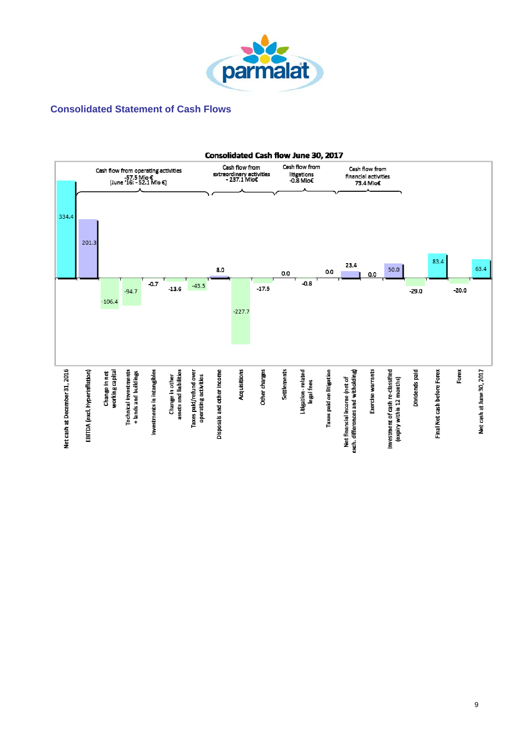## Consolidated Statement of Cash Flows

**Consolidated Cash flow June 30, 2017**

| Item | Mio € |
|---|---|
| Net cash at December 31, 2016 | 334.4 |
| EBITDA (excl. Hyperinflation) | 201.3 |
| Change in net working capital | -106.4 |
| Technical investments + lands and buildings | -94.7 |
| Investments in intangibles | -0.7 |
| Change in other assets and liabilities | -13.6 |
| Taxes paid/refund over operating activities | -43.5 |
| Disposals and other income | 8.0 |
| Acquisitions | -227.7 |
| Other charges | -17.5 |
| Settlements | 0.0 |
| Litigation - related legal fees | -0.8 |
| Taxes paid on litigation | 0.0 |
| Net financial income (net of exch. differences and withholding) | 23.4 |
| Exercise warrants | 0.0 |
| Investment of cash re-classified (expiry within 12 months) | 50.0 |
| Dividends paid | -29.0 |
| Final Net cash before Forex | 83.4 |
| Forex | -20.0 |
| Net cash at June 30, 2017 | 63.4 |

- Cash flow from operating activities: -57.5 Mio € (June '16: - 52.1 Mio €)
- Cash flow from extraordinary activities: - 237.1 Mio€
- Cash flow from litigations: -0.8 Mio€
- Cash flow from financial activities: 73.4 Mio€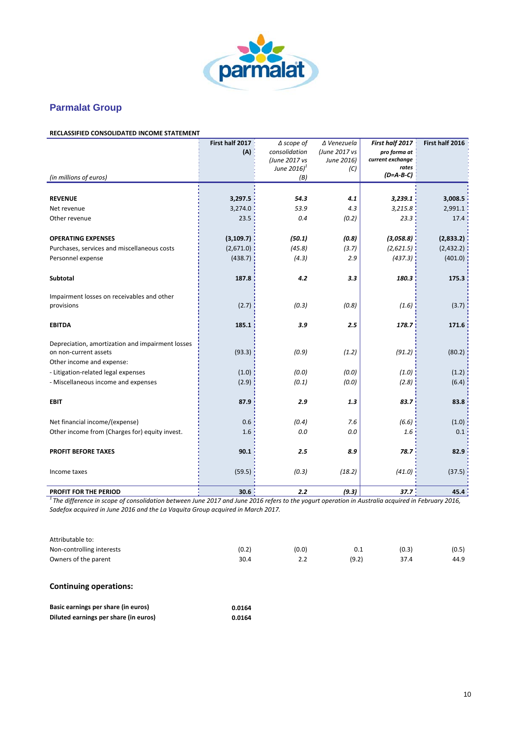## Parmalat Group

**RECLASSIFIED CONSOLIDATED INCOME STATEMENT**

| *(in millions of euros)* | **First half 2017 (A)** | *Δ scope of consolidation (June 2017 vs June 2016)[1] (B)* | *Δ Venezuela (June 2017 vs June 2016) (C)* | ***First half 2017 pro forma at current exchange rates (D=A-B-C)*** | **First half 2016** |
|---|---|---|---|---|---|
| **REVENUE** | **3,297.5** | ***54.3*** | ***4.1*** | ***3,239.1*** | **3,008.5** |
| Net revenue | 3,274.0 | *53.9* | *4.3* | *3,215.8* | 2,991.1 |
| Other revenue | 23.5 | *0.4* | *(0.2)* | *23.3* | 17.4 |
| **OPERATING EXPENSES** | **(3,109.7)** | ***(50.1)*** | ***(0.8)*** | ***(3,058.8)*** | **(2,833.2)** |
| Purchases, services and miscellaneous costs | (2,671.0) | *(45.8)* | *(3.7)* | *(2,621.5)* | (2,432.2) |
| Personnel expense | (438.7) | *(4.3)* | *2.9* | *(437.3)* | (401.0) |
| **Subtotal** | **187.8** | ***4.2*** | ***3.3*** | ***180.3*** | **175.3** |
| Impairment losses on receivables and other provisions | (2.7) | *(0.3)* | *(0.8)* | *(1.6)* | (3.7) |
| **EBITDA** | **185.1** | ***3.9*** | ***2.5*** | ***178.7*** | **171.6** |
| Depreciation, amortization and impairment losses on non-current assets | (93.3) | *(0.9)* | *(1.2)* | *(91.2)* | (80.2) |
| Other income and expense: | | | | | |
| - Litigation-related legal expenses | (1.0) | *(0.0)* | *(0.0)* | *(1.0)* | (1.2) |
| - Miscellaneous income and expenses | (2.9) | *(0.1)* | *(0.0)* | *(2.8)* | (6.4) |
| **EBIT** | **87.9** | ***2.9*** | ***1.3*** | ***83.7*** | **83.8** |
| Net financial income/(expense) | 0.6 | *(0.4)* | *7.6* | *(6.6)* | (1.0) |
| Other income from (Charges for) equity invest. | 1.6 | *0.0* | *0.0* | *1.6* | 0.1 |
| **PROFIT BEFORE TAXES** | **90.1** | ***2.5*** | ***8.9*** | ***78.7*** | **82.9** |
| Income taxes | (59.5) | *(0.3)* | *(18.2)* | *(41.0)* | (37.5) |
| **PROFIT FOR THE PERIOD** | **30.6** | ***2.2*** | ***(9.3)*** | ***37.7*** | **45.4** |

*[1] The difference in scope of consolidation between June 2017 and June 2016 refers to the yogurt operation in Australia acquired in February 2016, Sadefox acquired in June 2016 and the La Vaquita Group acquired in March 2017.*

| Attributable to: | | | | | |
|---|---|---|---|---|---|
| Non-controlling interests | (0.2) | (0.0) | 0.1 | (0.3) | (0.5) |
| Owners of the parent | 30.4 | 2.2 | (9.2) | 37.4 | 44.9 |

### Continuing operations:

| | |
|---|---|
| **Basic earnings per share (in euros)** | **0.0164** |
| **Diluted earnings per share (in euros)** | **0.0164** |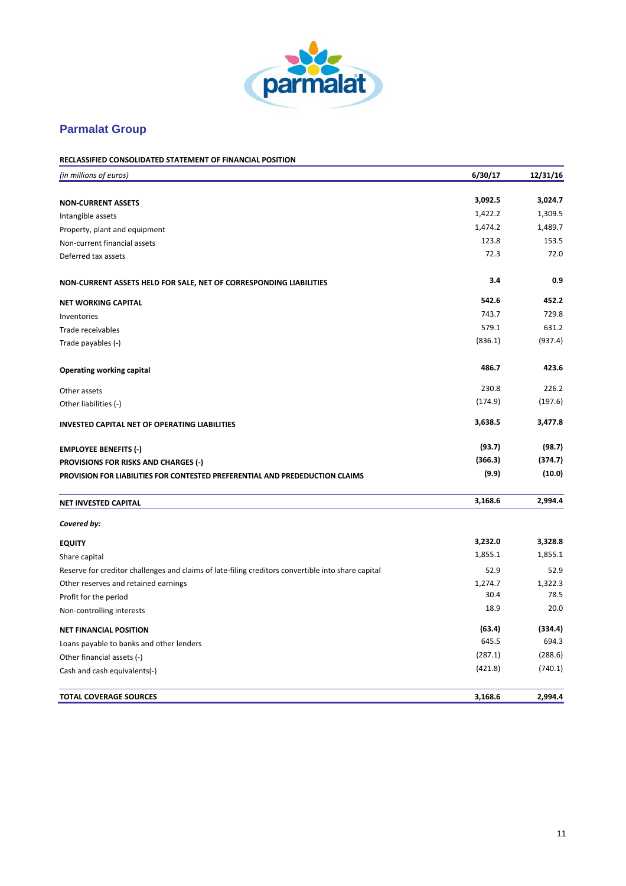## Parmalat Group

**RECLASSIFIED CONSOLIDATED STATEMENT OF FINANCIAL POSITION**

| *(in millions of euros)* | 6/30/17 | 12/31/16 |
|---|---|---|
| **NON-CURRENT ASSETS** | **3,092.5** | **3,024.7** |
| Intangible assets | 1,422.2 | 1,309.5 |
| Property, plant and equipment | 1,474.2 | 1,489.7 |
| Non-current financial assets | 123.8 | 153.5 |
| Deferred tax assets | 72.3 | 72.0 |
| **NON-CURRENT ASSETS HELD FOR SALE, NET OF CORRESPONDING LIABILITIES** | **3.4** | **0.9** |
| **NET WORKING CAPITAL** | **542.6** | **452.2** |
| Inventories | 743.7 | 729.8 |
| Trade receivables | 579.1 | 631.2 |
| Trade payables (-) | (836.1) | (937.4) |
| **Operating working capital** | **486.7** | **423.6** |
| Other assets | 230.8 | 226.2 |
| Other liabilities (-) | (174.9) | (197.6) |
| **INVESTED CAPITAL NET OF OPERATING LIABILITIES** | **3,638.5** | **3,477.8** |
| **EMPLOYEE BENEFITS (-)** | **(93.7)** | **(98.7)** |
| **PROVISIONS FOR RISKS AND CHARGES (-)** | **(366.3)** | **(374.7)** |
| **PROVISION FOR LIABILITIES FOR CONTESTED PREFERENTIAL AND PREDEDUCTION CLAIMS** | **(9.9)** | **(10.0)** |
| **NET INVESTED CAPITAL** | **3,168.6** | **2,994.4** |
| ***Covered by:*** | | |
| **EQUITY** | **3,232.0** | **3,328.8** |
| Share capital | 1,855.1 | 1,855.1 |
| Reserve for creditor challenges and claims of late-filing creditors convertible into share capital | 52.9 | 52.9 |
| Other reserves and retained earnings | 1,274.7 | 1,322.3 |
| Profit for the period | 30.4 | 78.5 |
| Non-controlling interests | 18.9 | 20.0 |
| **NET FINANCIAL POSITION** | **(63.4)** | **(334.4)** |
| Loans payable to banks and other lenders | 645.5 | 694.3 |
| Other financial assets (-) | (287.1) | (288.6) |
| Cash and cash equivalents(-) | (421.8) | (740.1) |
| **TOTAL COVERAGE SOURCES** | **3,168.6** | **2,994.4** |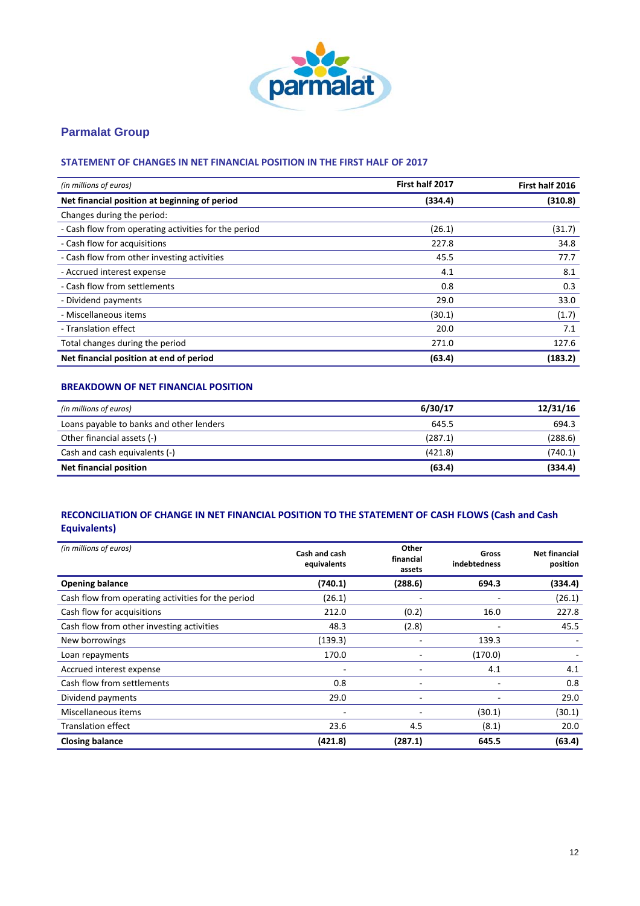## Parmalat Group

### STATEMENT OF CHANGES IN NET FINANCIAL POSITION IN THE FIRST HALF OF 2017

| *(in millions of euros)* | First half 2017 | First half 2016 |
|---|---|---|
| **Net financial position at beginning of period** | **(334.4)** | **(310.8)** |
| Changes during the period: | | |
| - Cash flow from operating activities for the period | (26.1) | (31.7) |
| - Cash flow for acquisitions | 227.8 | 34.8 |
| - Cash flow from other investing activities | 45.5 | 77.7 |
| - Accrued interest expense | 4.1 | 8.1 |
| - Cash flow from settlements | 0.8 | 0.3 |
| - Dividend payments | 29.0 | 33.0 |
| - Miscellaneous items | (30.1) | (1.7) |
| - Translation effect | 20.0 | 7.1 |
| Total changes during the period | 271.0 | 127.6 |
| **Net financial position at end of period** | **(63.4)** | **(183.2)** |

### BREAKDOWN OF NET FINANCIAL POSITION

| *(in millions of euros)* | 6/30/17 | 12/31/16 |
|---|---|---|
| Loans payable to banks and other lenders | 645.5 | 694.3 |
| Other financial assets (-) | (287.1) | (288.6) |
| Cash and cash equivalents (-) | (421.8) | (740.1) |
| **Net financial position** | **(63.4)** | **(334.4)** |

### RECONCILIATION OF CHANGE IN NET FINANCIAL POSITION TO THE STATEMENT OF CASH FLOWS (Cash and Cash Equivalents)

| *(in millions of euros)* | Cash and cash equivalents | Other financial assets | Gross indebtedness | Net financial position |
|---|---|---|---|---|
| **Opening balance** | **(740.1)** | **(288.6)** | **694.3** | **(334.4)** |
| Cash flow from operating activities for the period | (26.1) | - | - | (26.1) |
| Cash flow for acquisitions | 212.0 | (0.2) | 16.0 | 227.8 |
| Cash flow from other investing activities | 48.3 | (2.8) | - | 45.5 |
| New borrowings | (139.3) | - | 139.3 | - |
| Loan repayments | 170.0 | - | (170.0) | - |
| Accrued interest expense | - | - | 4.1 | 4.1 |
| Cash flow from settlements | 0.8 | - | - | 0.8 |
| Dividend payments | 29.0 | - | - | 29.0 |
| Miscellaneous items | - | - | (30.1) | (30.1) |
| Translation effect | 23.6 | 4.5 | (8.1) | 20.0 |
| **Closing balance** | **(421.8)** | **(287.1)** | **645.5** | **(63.4)** |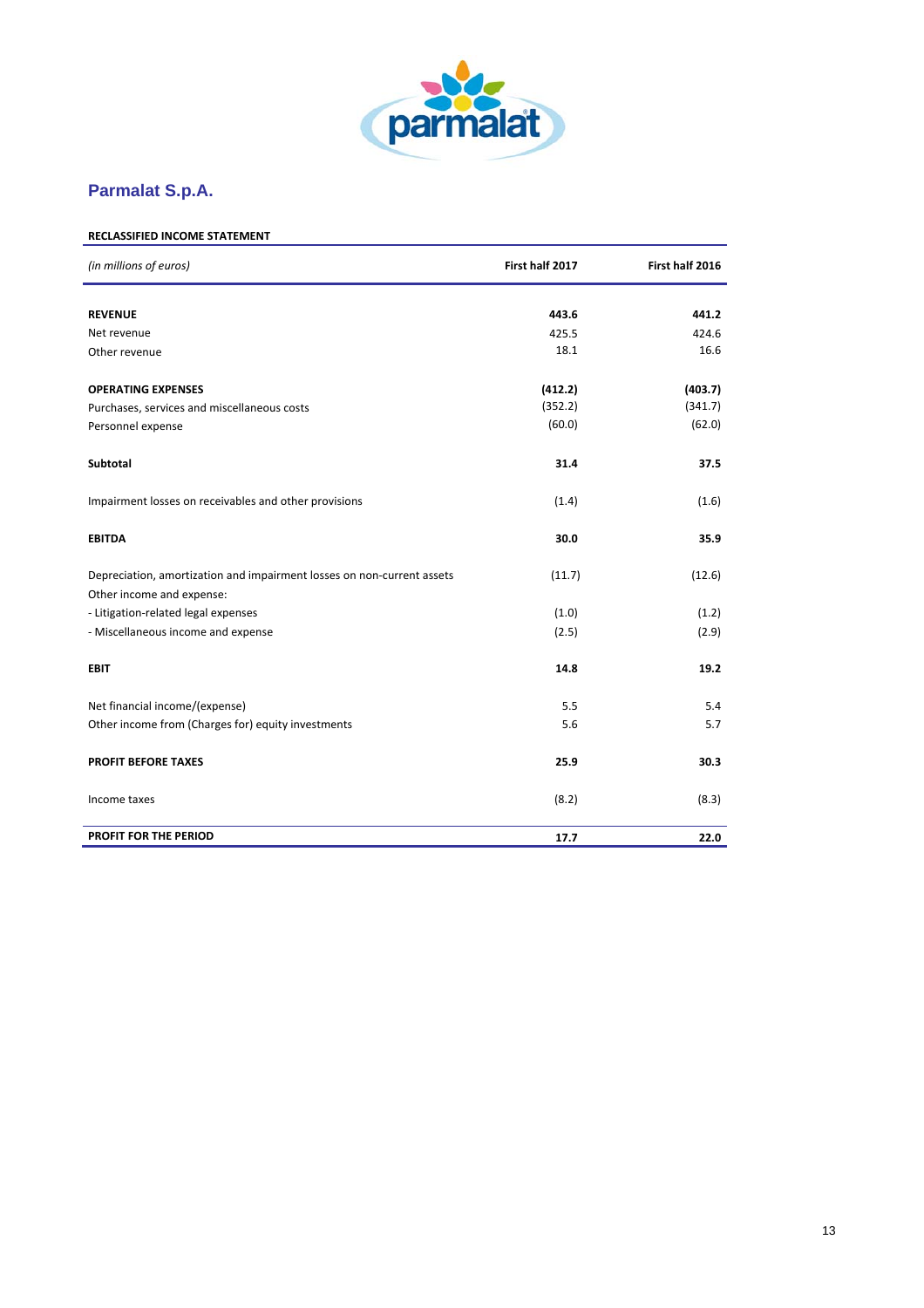## Parmalat S.p.A.

**RECLASSIFIED INCOME STATEMENT**

| *(in millions of euros)* | **First half 2017** | **First half 2016** |
|---|---|---|
| **REVENUE** | **443.6** | **441.2** |
| Net revenue | 425.5 | 424.6 |
| Other revenue | 18.1 | 16.6 |
| **OPERATING EXPENSES** | **(412.2)** | **(403.7)** |
| Purchases, services and miscellaneous costs | (352.2) | (341.7) |
| Personnel expense | (60.0) | (62.0) |
| **Subtotal** | **31.4** | **37.5** |
| Impairment losses on receivables and other provisions | (1.4) | (1.6) |
| **EBITDA** | **30.0** | **35.9** |
| Depreciation, amortization and impairment losses on non-current assets | (11.7) | (12.6) |
| Other income and expense: | | |
| - Litigation-related legal expenses | (1.0) | (1.2) |
| - Miscellaneous income and expense | (2.5) | (2.9) |
| **EBIT** | **14.8** | **19.2** |
| Net financial income/(expense) | 5.5 | 5.4 |
| Other income from (Charges for) equity investments | 5.6 | 5.7 |
| **PROFIT BEFORE TAXES** | **25.9** | **30.3** |
| Income taxes | (8.2) | (8.3) |
| **PROFIT FOR THE PERIOD** | **17.7** | **22.0** |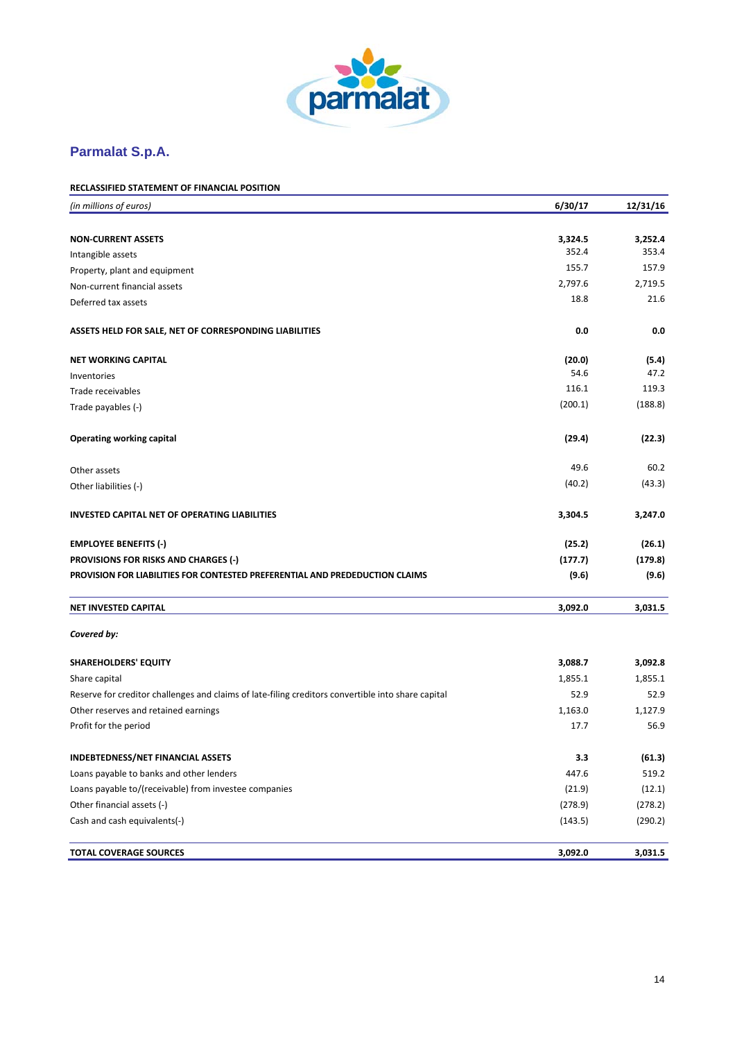## Parmalat S.p.A.

**RECLASSIFIED STATEMENT OF FINANCIAL POSITION**

| *(in millions of euros)* | 6/30/17 | 12/31/16 |
|---|---|---|
| **NON-CURRENT ASSETS** | **3,324.5** | **3,252.4** |
| Intangible assets | 352.4 | 353.4 |
| Property, plant and equipment | 155.7 | 157.9 |
| Non-current financial assets | 2,797.6 | 2,719.5 |
| Deferred tax assets | 18.8 | 21.6 |
| **ASSETS HELD FOR SALE, NET OF CORRESPONDING LIABILITIES** | **0.0** | **0.0** |
| **NET WORKING CAPITAL** | **(20.0)** | **(5.4)** |
| Inventories | 54.6 | 47.2 |
| Trade receivables | 116.1 | 119.3 |
| Trade payables (-) | (200.1) | (188.8) |
| **Operating working capital** | **(29.4)** | **(22.3)** |
| Other assets | 49.6 | 60.2 |
| Other liabilities (-) | (40.2) | (43.3) |
| **INVESTED CAPITAL NET OF OPERATING LIABILITIES** | **3,304.5** | **3,247.0** |
| **EMPLOYEE BENEFITS (-)** | **(25.2)** | **(26.1)** |
| **PROVISIONS FOR RISKS AND CHARGES (-)** | **(177.7)** | **(179.8)** |
| **PROVISION FOR LIABILITIES FOR CONTESTED PREFERENTIAL AND PREDEDUCTION CLAIMS** | **(9.6)** | **(9.6)** |
| **NET INVESTED CAPITAL** | **3,092.0** | **3,031.5** |
| ***Covered by:*** | | |
| **SHAREHOLDERS' EQUITY** | **3,088.7** | **3,092.8** |
| Share capital | 1,855.1 | 1,855.1 |
| Reserve for creditor challenges and claims of late-filing creditors convertible into share capital | 52.9 | 52.9 |
| Other reserves and retained earnings | 1,163.0 | 1,127.9 |
| Profit for the period | 17.7 | 56.9 |
| **INDEBTEDNESS/NET FINANCIAL ASSETS** | **3.3** | **(61.3)** |
| Loans payable to banks and other lenders | 447.6 | 519.2 |
| Loans payable to/(receivable) from investee companies | (21.9) | (12.1) |
| Other financial assets (-) | (278.9) | (278.2) |
| Cash and cash equivalents(-) | (143.5) | (290.2) |
| **TOTAL COVERAGE SOURCES** | **3,092.0** | **3,031.5** |